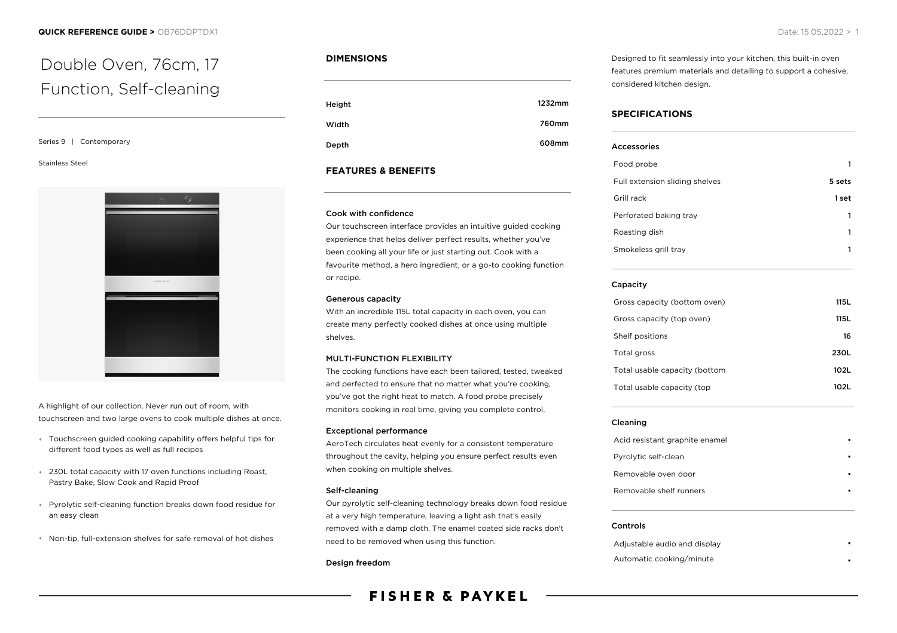# Double Oven, 76cm, 17 Function, Self-cleaning

Series 9 | Contemporary

Stainless Steel

A highlight of our collection. Never run out of room, with touchscreen and two large ovens to cook multiple dishes at once.

- Touchscreen guided cooking capability offers helpful tips for different food types as well as full recipes
- 230L total capacity with 17 oven functions including Roast, Pastry Bake, Slow Cook and Rapid Proof
- Pyrolytic self-cleaning function breaks down food residue for an easy clean
- Non-tip, full-extension shelves for safe removal of hot dishes

## DIMENSIONS

| | |
|---|---|
| Height | 1232mm |
| Width | 760mm |
| Depth | 608mm |

## FEATURES & BENEFITS

### Cook with confidence

Our touchscreen interface provides an intuitive guided cooking experience that helps deliver perfect results, whether you've been cooking all your life or just starting out. Cook with a favourite method, a hero ingredient, or a go-to cooking function or recipe.

### Generous capacity

With an incredible 115L total capacity in each oven, you can create many perfectly cooked dishes at once using multiple shelves.

### MULTI-FUNCTION FLEXIBILITY

The cooking functions have each been tailored, tested, tweaked and perfected to ensure that no matter what you're cooking, you've got the right heat to match. A food probe precisely monitors cooking in real time, giving you complete control.

### Exceptional performance

AeroTech circulates heat evenly for a consistent temperature throughout the cavity, helping you ensure perfect results even when cooking on multiple shelves.

### Self-cleaning

Our pyrolytic self-cleaning technology breaks down food residue at a very high temperature, leaving a light ash that's easily removed with a damp cloth. The enamel coated side racks don't need to be removed when using this function.

### Design freedom

Designed to fit seamlessly into your kitchen, this built-in oven features premium materials and detailing to support a cohesive, considered kitchen design.

## SPECIFICATIONS

### Accessories

| | |
|---|---|
| Food probe | 1 |
| Full extension sliding shelves | 5 sets |
| Grill rack | 1 set |
| Perforated baking tray | 1 |
| Roasting dish | 1 |
| Smokeless grill tray | 1 |

### Capacity

| | |
|---|---|
| Gross capacity (bottom oven) | 115L |
| Gross capacity (top oven) | 115L |
| Shelf positions | 16 |
| Total gross | 230L |
| Total usable capacity (bottom | 102L |
| Total usable capacity (top | 102L |

### Cleaning

| | |
|---|---|
| Acid resistant graphite enamel | • |
| Pyrolytic self-clean | • |
| Removable oven door | • |
| Removable shelf runners | • |

### Controls

| | |
|---|---|
| Adjustable audio and display | • |
| Automatic cooking/minute | • |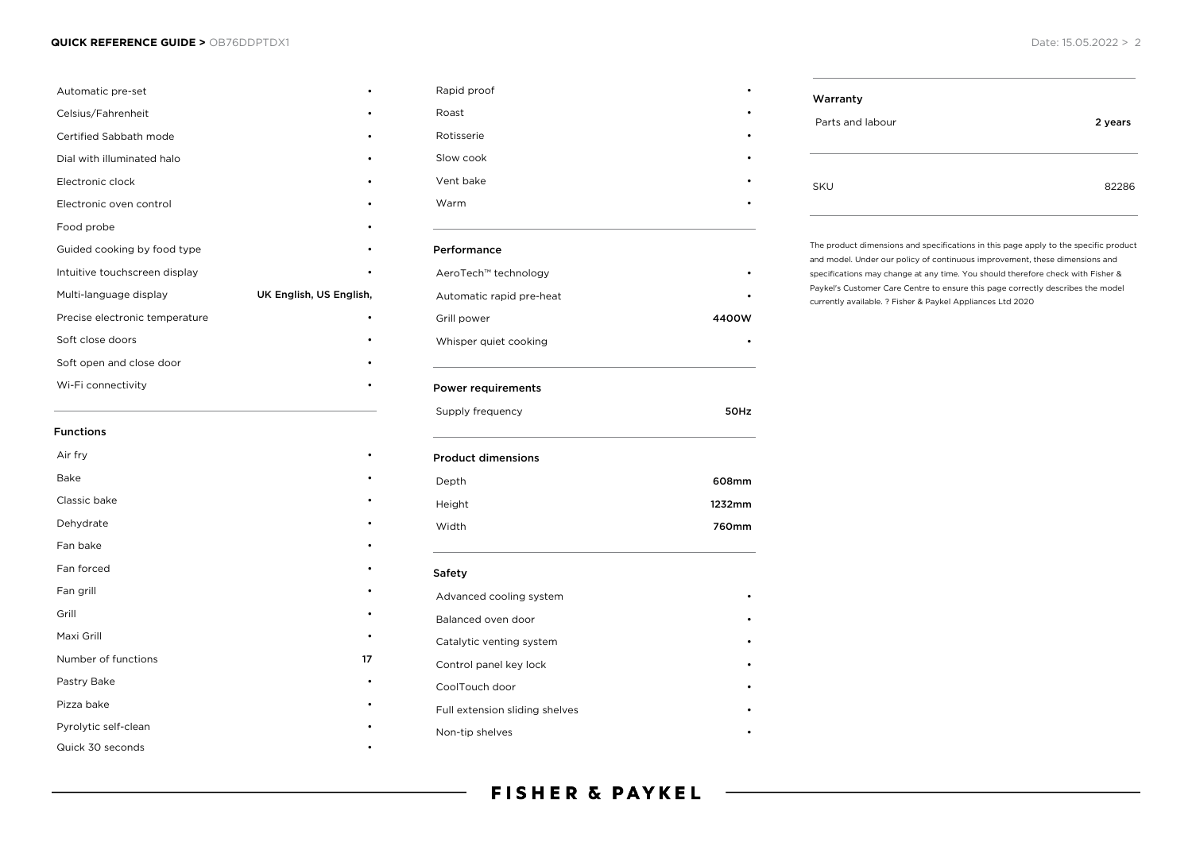| | |
|---|---|
| Automatic pre-set | • |
| Celsius/Fahrenheit | • |
| Certified Sabbath mode | • |
| Dial with illuminated halo | • |
| Electronic clock | • |
| Electronic oven control | • |
| Food probe | • |
| Guided cooking by food type | • |
| Intuitive touchscreen display | • |
| Multi-language display | UK English, US English, |
| Precise electronic temperature | • |
| Soft close doors | • |
| Soft open and close door | • |
| Wi-Fi connectivity | • |

## Functions

| | |
|---|---|
| Air fry | • |
| Bake | • |
| Classic bake | • |
| Dehydrate | • |
| Fan bake | • |
| Fan forced | • |
| Fan grill | • |
| Grill | • |
| Maxi Grill | • |
| Number of functions | 17 |
| Pastry Bake | • |
| Pizza bake | • |
| Pyrolytic self-clean | • |
| Quick 30 seconds | • |
| Rapid proof | • |
| Roast | • |
| Rotisserie | • |
| Slow cook | • |
| Vent bake | • |
| Warm | • |

## Performance

| | |
|---|---|
| AeroTech™ technology | • |
| Automatic rapid pre-heat | • |
| Grill power | 4400W |
| Whisper quiet cooking | • |

## Power requirements

| | |
|---|---|
| Supply frequency | 50Hz |

## Product dimensions

| | |
|---|---|
| Depth | 608mm |
| Height | 1232mm |
| Width | 760mm |

## Safety

| | |
|---|---|
| Advanced cooling system | • |
| Balanced oven door | • |
| Catalytic venting system | • |
| Control panel key lock | • |
| CoolTouch door | • |
| Full extension sliding shelves | • |
| Non-tip shelves | • |

## Warranty

| | |
|---|---|
| Parts and labour | 2 years |

| | |
|---|---|
| SKU | 82286 |

The product dimensions and specifications in this page apply to the specific product and model. Under our policy of continuous improvement, these dimensions and specifications may change at any time. You should therefore check with Fisher & Paykel's Customer Care Centre to ensure this page correctly describes the model currently available. ? Fisher & Paykel Appliances Ltd 2020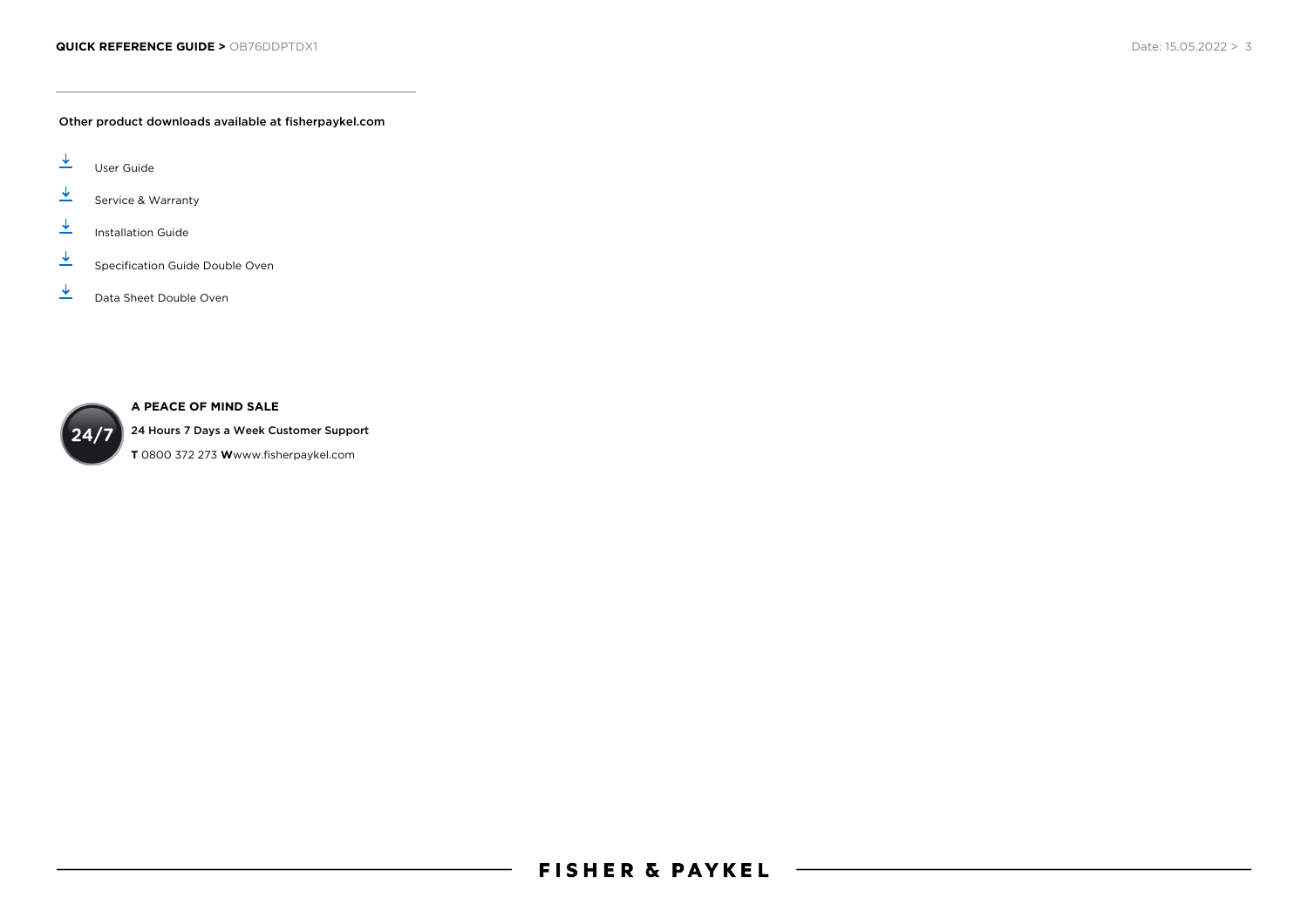Other product downloads available at fisherpaykel.com

- User Guide
- Service & Warranty
- Installation Guide
- Specification Guide Double Oven
- Data Sheet Double Oven

24/7

**A PEACE OF MIND SALE**

24 Hours 7 Days a Week Customer Support

**T** 0800 372 273 **W**www.fisherpaykel.com